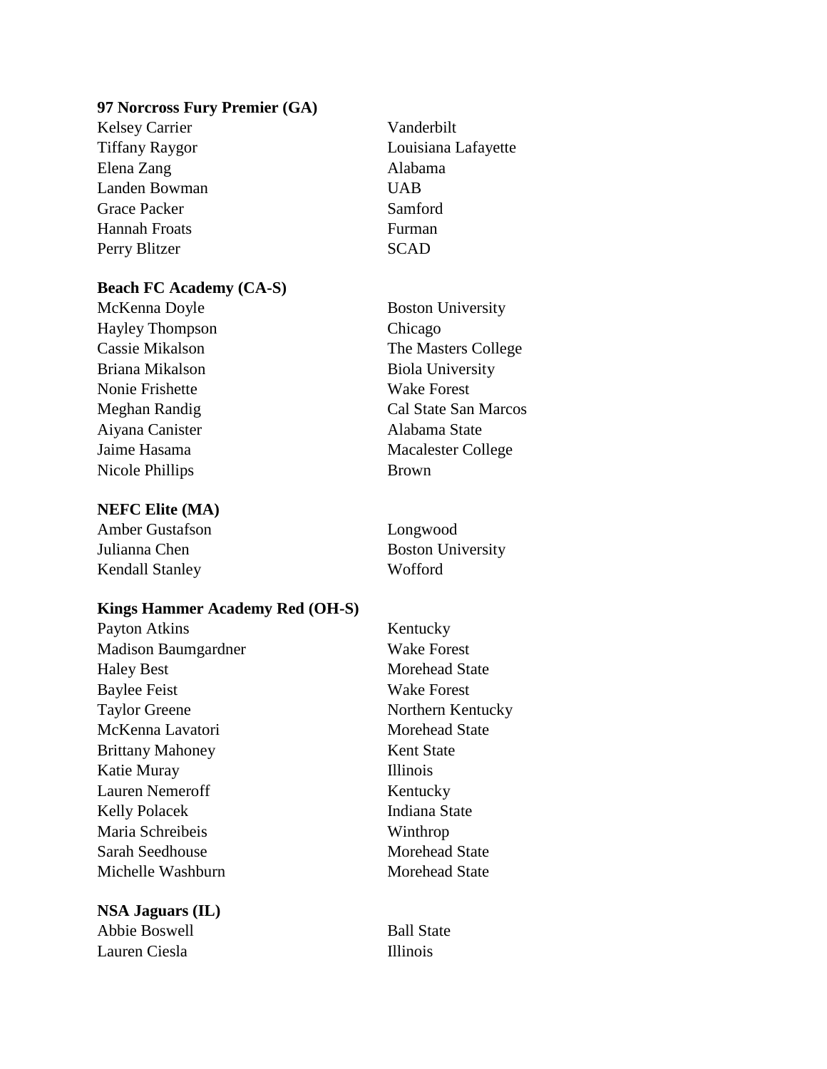**97 Norcross Fury Premier (GA)**

| | |
|---|---|
| Kelsey Carrier | Vanderbilt |
| Tiffany Raygor | Louisiana Lafayette |
| Elena Zang | Alabama |
| Landen Bowman | UAB |
| Grace Packer | Samford |
| Hannah Froats | Furman |
| Perry Blitzer | SCAD |

**Beach FC Academy (CA-S)**

| | |
|---|---|
| McKenna Doyle | Boston University |
| Hayley Thompson | Chicago |
| Cassie Mikalson | The Masters College |
| Briana Mikalson | Biola University |
| Nonie Frishette | Wake Forest |
| Meghan Randig | Cal State San Marcos |
| Aiyana Canister | Alabama State |
| Jaime Hasama | Macalester College |
| Nicole Phillips | Brown |

**NEFC Elite (MA)**

| | |
|---|---|
| Amber Gustafson | Longwood |
| Julianna Chen | Boston University |
| Kendall Stanley | Wofford |

**Kings Hammer Academy Red (OH-S)**

| | |
|---|---|
| Payton Atkins | Kentucky |
| Madison Baumgardner | Wake Forest |
| Haley Best | Morehead State |
| Baylee Feist | Wake Forest |
| Taylor Greene | Northern Kentucky |
| McKenna Lavatori | Morehead State |
| Brittany Mahoney | Kent State |
| Katie Muray | Illinois |
| Lauren Nemeroff | Kentucky |
| Kelly Polacek | Indiana State |
| Maria Schreibeis | Winthrop |
| Sarah Seedhouse | Morehead State |
| Michelle Washburn | Morehead State |

**NSA Jaguars (IL)**

| | |
|---|---|
| Abbie Boswell | Ball State |
| Lauren Ciesla | Illinois |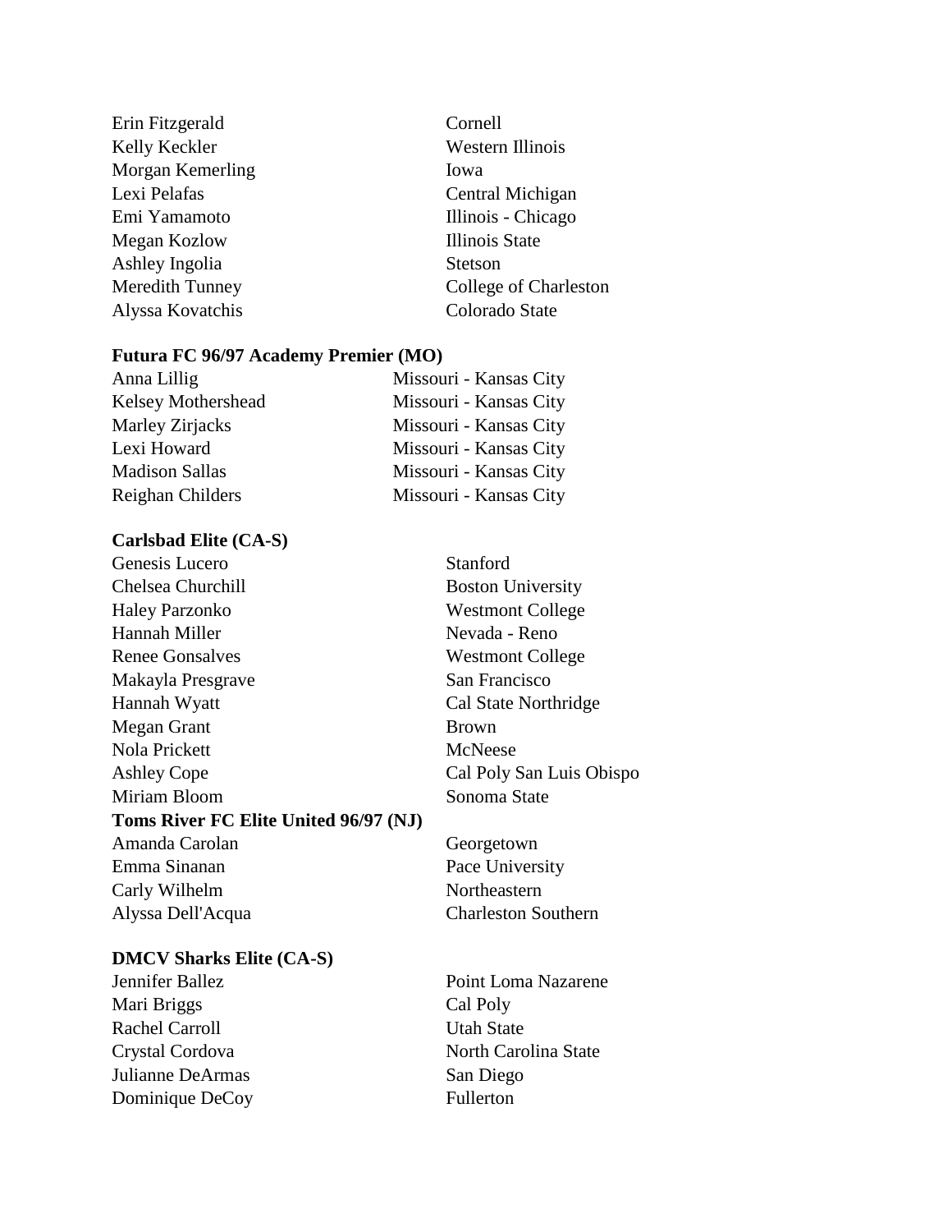| | |
|---|---|
| Erin Fitzgerald | Cornell |
| Kelly Keckler | Western Illinois |
| Morgan Kemerling | Iowa |
| Lexi Pelafas | Central Michigan |
| Emi Yamamoto | Illinois - Chicago |
| Megan Kozlow | Illinois State |
| Ashley Ingolia | Stetson |
| Meredith Tunney | College of Charleston |
| Alyssa Kovatchis | Colorado State |

**Futura FC 96/97 Academy Premier (MO)**

| | |
|---|---|
| Anna Lillig | Missouri - Kansas City |
| Kelsey Mothershead | Missouri - Kansas City |
| Marley Zirjacks | Missouri - Kansas City |
| Lexi Howard | Missouri - Kansas City |
| Madison Sallas | Missouri - Kansas City |
| Reighan Childers | Missouri - Kansas City |

**Carlsbad Elite (CA-S)**

| | |
|---|---|
| Genesis Lucero | Stanford |
| Chelsea Churchill | Boston University |
| Haley Parzonko | Westmont College |
| Hannah Miller | Nevada - Reno |
| Renee Gonsalves | Westmont College |
| Makayla Presgrave | San Francisco |
| Hannah Wyatt | Cal State Northridge |
| Megan Grant | Brown |
| Nola Prickett | McNeese |
| Ashley Cope | Cal Poly San Luis Obispo |
| Miriam Bloom | Sonoma State |

**Toms River FC Elite United 96/97 (NJ)**

| | |
|---|---|
| Amanda Carolan | Georgetown |
| Emma Sinanan | Pace University |
| Carly Wilhelm | Northeastern |
| Alyssa Dell'Acqua | Charleston Southern |

**DMCV Sharks Elite (CA-S)**

| | |
|---|---|
| Jennifer Ballez | Point Loma Nazarene |
| Mari Briggs | Cal Poly |
| Rachel Carroll | Utah State |
| Crystal Cordova | North Carolina State |
| Julianne DeArmas | San Diego |
| Dominique DeCoy | Fullerton |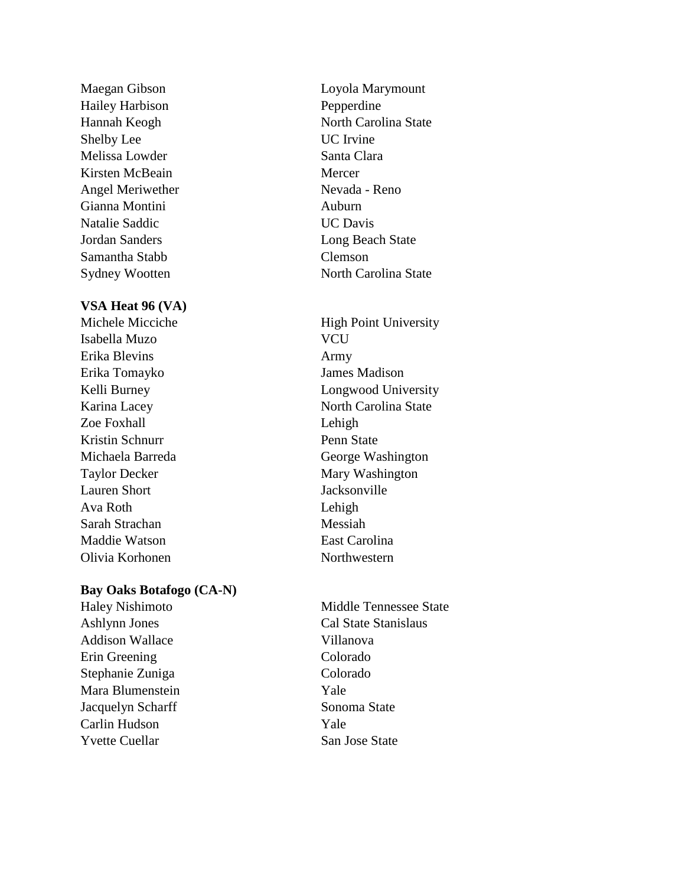| | |
|---|---|
| Maegan Gibson | Loyola Marymount |
| Hailey Harbison | Pepperdine |
| Hannah Keogh | North Carolina State |
| Shelby Lee | UC Irvine |
| Melissa Lowder | Santa Clara |
| Kirsten McBeain | Mercer |
| Angel Meriwether | Nevada - Reno |
| Gianna Montini | Auburn |
| Natalie Saddic | UC Davis |
| Jordan Sanders | Long Beach State |
| Samantha Stabb | Clemson |
| Sydney Wootten | North Carolina State |

**VSA Heat 96 (VA)**

| | |
|---|---|
| Michele Micciche | High Point University |
| Isabella Muzo | VCU |
| Erika Blevins | Army |
| Erika Tomayko | James Madison |
| Kelli Burney | Longwood University |
| Karina Lacey | North Carolina State |
| Zoe Foxhall | Lehigh |
| Kristin Schnurr | Penn State |
| Michaela Barreda | George Washington |
| Taylor Decker | Mary Washington |
| Lauren Short | Jacksonville |
| Ava Roth | Lehigh |
| Sarah Strachan | Messiah |
| Maddie Watson | East Carolina |
| Olivia Korhonen | Northwestern |

**Bay Oaks Botafogo (CA-N)**

| | |
|---|---|
| Haley Nishimoto | Middle Tennessee State |
| Ashlynn Jones | Cal State Stanislaus |
| Addison Wallace | Villanova |
| Erin Greening | Colorado |
| Stephanie Zuniga | Colorado |
| Mara Blumenstein | Yale |
| Jacquelyn Scharff | Sonoma State |
| Carlin Hudson | Yale |
| Yvette Cuellar | San Jose State |